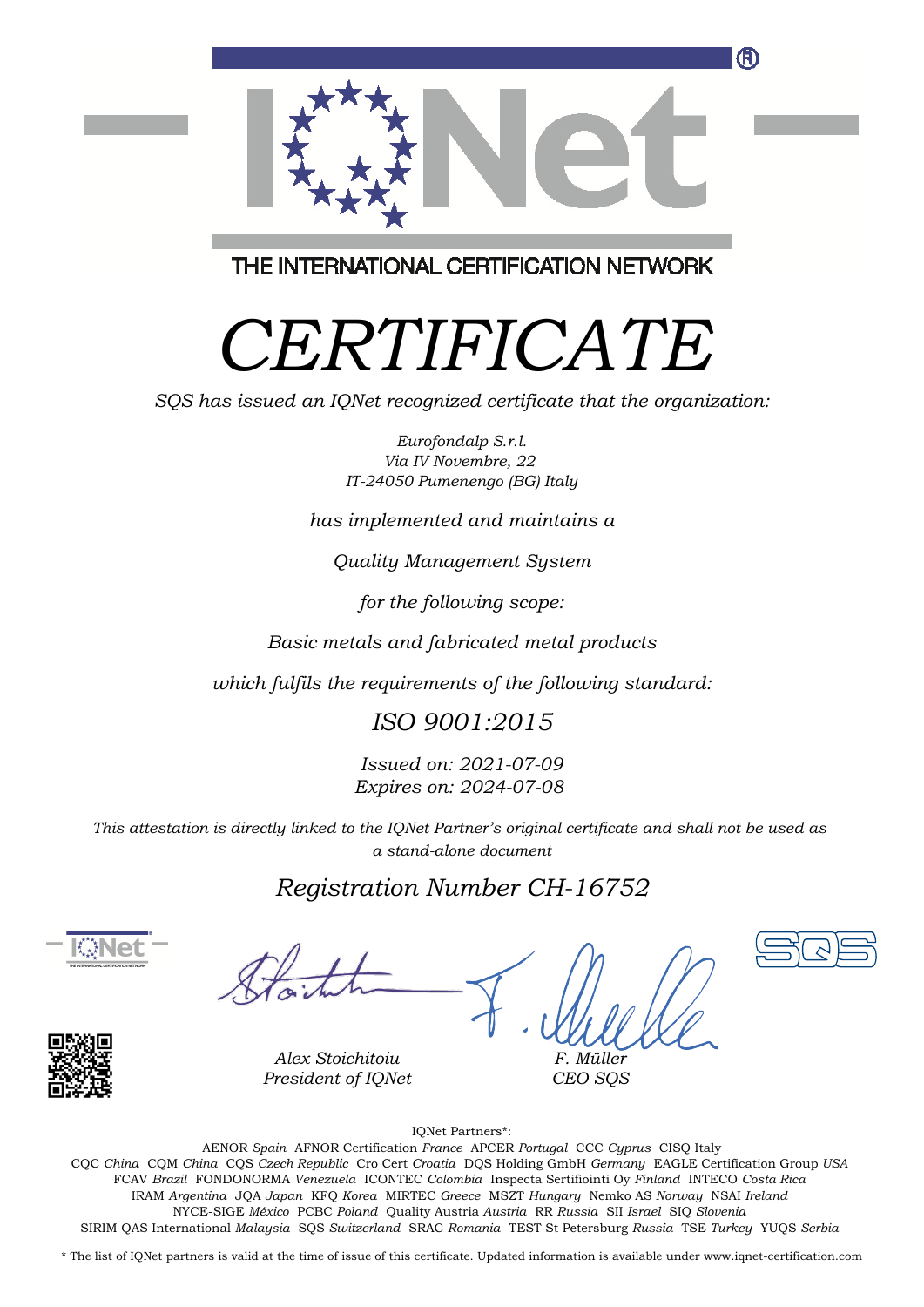THE INTERNATIONAL CERTIFICATION NETWORK

# *CERTIFICATE*

*SQS has issued an IQNet recognized certificate that the organization:*

*Eurofondalp S.r.l.*
*Via IV Novembre, 22*
*IT-24050 Pumenengo (BG) Italy*

*has implemented and maintains a*

*Quality Management System*

*for the following scope:*

*Basic metals and fabricated metal products*

*which fulfils the requirements of the following standard:*

## *ISO 9001:2015*

*Issued on: 2021-07-09*
*Expires on: 2024-07-08*

*This attestation is directly linked to the IQNet Partner's original certificate and shall not be used as a stand-alone document*

## *Registration Number CH-16752*

*Alex Stoichitoiu*
*President of IQNet*

*F. Müller*
*CEO SQS*

IQNet Partners*:

AENOR *Spain* AFNOR Certification *France* APCER *Portugal* CCC *Cyprus* CISQ Italy
CQC *China* CQM *China* CQS *Czech Republic* Cro Cert *Croatia* DQS Holding GmbH *Germany* EAGLE Certification Group *USA*
FCAV *Brazil* FONDONORMA *Venezuela* ICONTEC *Colombia* Inspecta Sertifiointi Oy *Finland* INTECO *Costa Rica*
IRAM *Argentina* JQA *Japan* KFQ *Korea* MIRTEC *Greece* MSZT *Hungary* Nemko AS *Norway* NSAI *Ireland*
NYCE-SIGE *México* PCBC *Poland* Quality Austria *Austria* RR *Russia* SII *Israel* SIQ *Slovenia*
SIRIM QAS International *Malaysia* SQS *Switzerland* SRAC *Romania* TEST St Petersburg *Russia* TSE *Turkey* YUQS *Serbia*

* The list of IQNet partners is valid at the time of issue of this certificate. Updated information is available under www.iqnet-certification.com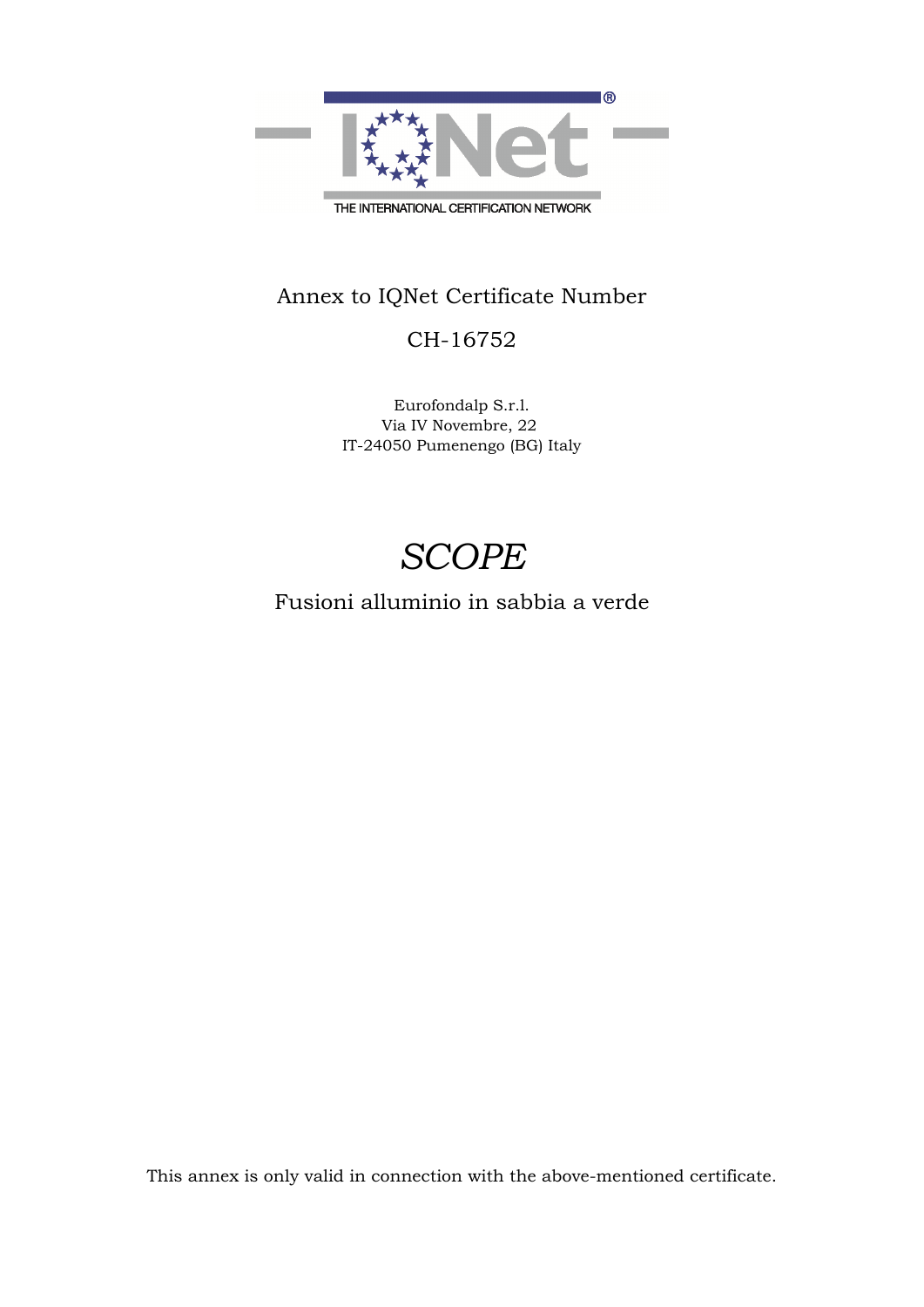Annex to IQNet Certificate Number

CH-16752

Eurofondalp S.r.l.
Via IV Novembre, 22
IT-24050 Pumenengo (BG) Italy

# *SCOPE*

Fusioni alluminio in sabbia a verde

This annex is only valid in connection with the above-mentioned certificate.